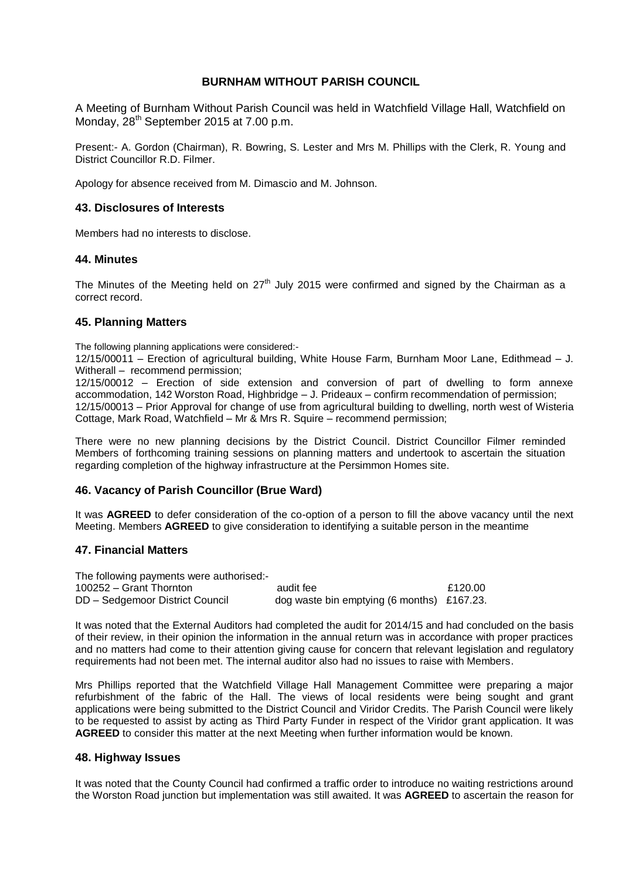**BURNHAM WITHOUT PARISH COUNCIL**

A Meeting of Burnham Without Parish Council was held in Watchfield Village Hall, Watchfield on Monday, 28th September 2015 at 7.00 p.m.

Present:- A. Gordon (Chairman), R. Bowring, S. Lester and Mrs M. Phillips with the Clerk, R. Young and District Councillor R.D. Filmer.

Apology for absence received from M. Dimascio and M. Johnson.

### 43. Disclosures of Interests

Members had no interests to disclose.

### 44. Minutes

The Minutes of the Meeting held on 27th July 2015 were confirmed and signed by the Chairman as a correct record.

### 45. Planning Matters

The following planning applications were considered:-
12/15/00011 – Erection of agricultural building, White House Farm, Burnham Moor Lane, Edithmead – J. Witherall – recommend permission;
12/15/00012 – Erection of side extension and conversion of part of dwelling to form annexe accommodation, 142 Worston Road, Highbridge – J. Prideaux – confirm recommendation of permission;
12/15/00013 – Prior Approval for change of use from agricultural building to dwelling, north west of Wisteria Cottage, Mark Road, Watchfield – Mr & Mrs R. Squire – recommend permission;

There were no new planning decisions by the District Council. District Councillor Filmer reminded Members of forthcoming training sessions on planning matters and undertook to ascertain the situation regarding completion of the highway infrastructure at the Persimmon Homes site.

### 46. Vacancy of Parish Councillor (Brue Ward)

It was **AGREED** to defer consideration of the co-option of a person to fill the above vacancy until the next Meeting. Members **AGREED** to give consideration to identifying a suitable person in the meantime

### 47. Financial Matters

The following payments were authorised:-

| | | |
|---|---|---|
| 100252 – Grant Thornton | audit fee | £120.00 |
| DD – Sedgemoor District Council | dog waste bin emptying (6 months) | £167.23. |

It was noted that the External Auditors had completed the audit for 2014/15 and had concluded on the basis of their review, in their opinion the information in the annual return was in accordance with proper practices and no matters had come to their attention giving cause for concern that relevant legislation and regulatory requirements had not been met. The internal auditor also had no issues to raise with Members.

Mrs Phillips reported that the Watchfield Village Hall Management Committee were preparing a major refurbishment of the fabric of the Hall. The views of local residents were being sought and grant applications were being submitted to the District Council and Viridor Credits. The Parish Council were likely to be requested to assist by acting as Third Party Funder in respect of the Viridor grant application. It was **AGREED** to consider this matter at the next Meeting when further information would be known.

### 48. Highway Issues

It was noted that the County Council had confirmed a traffic order to introduce no waiting restrictions around the Worston Road junction but implementation was still awaited. It was **AGREED** to ascertain the reason for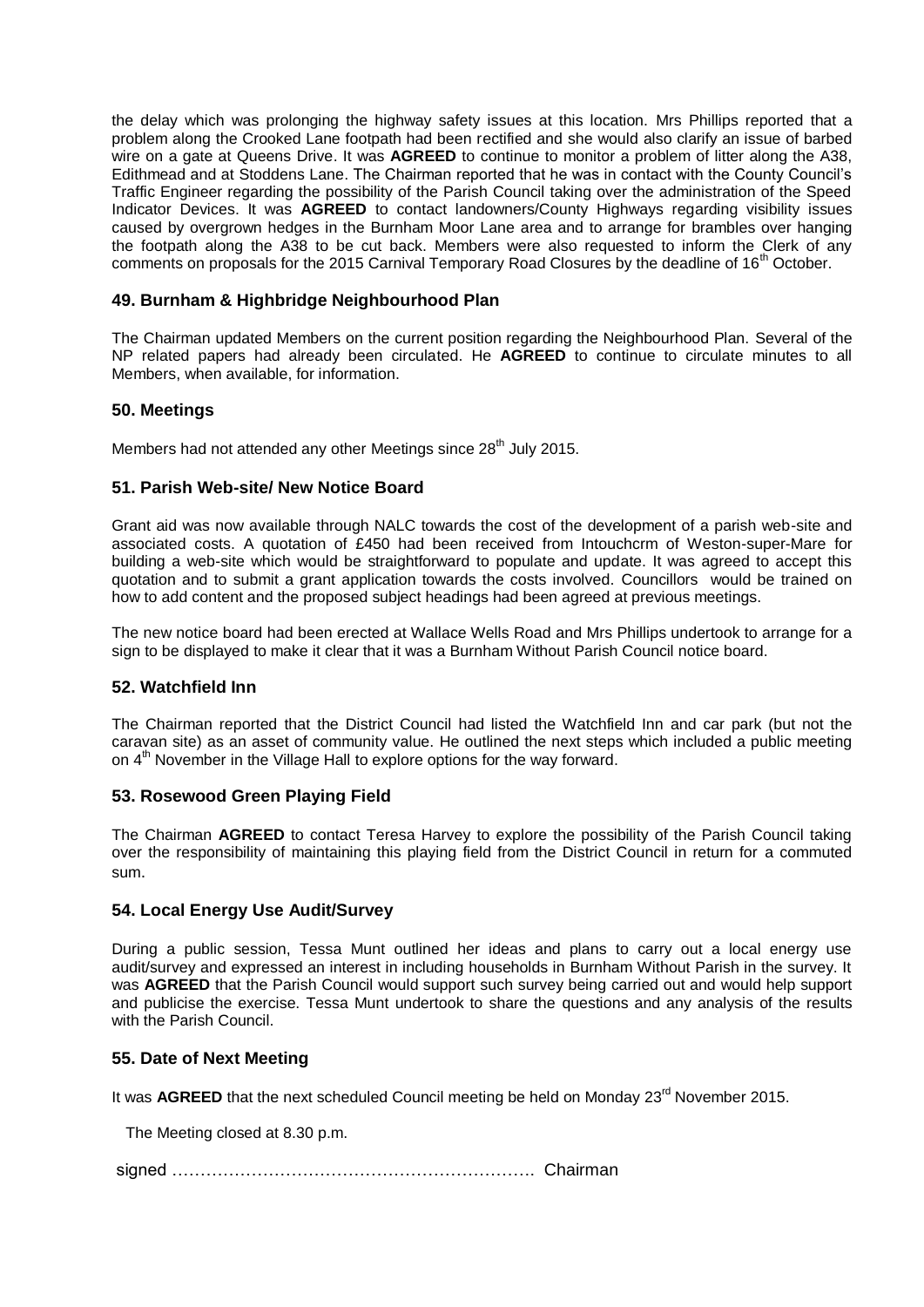the delay which was prolonging the highway safety issues at this location. Mrs Phillips reported that a problem along the Crooked Lane footpath had been rectified and she would also clarify an issue of barbed wire on a gate at Queens Drive. It was **AGREED** to continue to monitor a problem of litter along the A38, Edithmead and at Stoddens Lane. The Chairman reported that he was in contact with the County Council's Traffic Engineer regarding the possibility of the Parish Council taking over the administration of the Speed Indicator Devices. It was **AGREED** to contact landowners/County Highways regarding visibility issues caused by overgrown hedges in the Burnham Moor Lane area and to arrange for brambles over hanging the footpath along the A38 to be cut back. Members were also requested to inform the Clerk of any comments on proposals for the 2015 Carnival Temporary Road Closures by the deadline of 16th October.

## 49. Burnham & Highbridge Neighbourhood Plan

The Chairman updated Members on the current position regarding the Neighbourhood Plan. Several of the NP related papers had already been circulated. He **AGREED** to continue to circulate minutes to all Members, when available, for information.

## 50. Meetings

Members had not attended any other Meetings since 28th July 2015.

## 51. Parish Web-site/ New Notice Board

Grant aid was now available through NALC towards the cost of the development of a parish web-site and associated costs. A quotation of £450 had been received from Intouchcrm of Weston-super-Mare for building a web-site which would be straightforward to populate and update. It was agreed to accept this quotation and to submit a grant application towards the costs involved. Councillors would be trained on how to add content and the proposed subject headings had been agreed at previous meetings.

The new notice board had been erected at Wallace Wells Road and Mrs Phillips undertook to arrange for a sign to be displayed to make it clear that it was a Burnham Without Parish Council notice board.

## 52. Watchfield Inn

The Chairman reported that the District Council had listed the Watchfield Inn and car park (but not the caravan site) as an asset of community value. He outlined the next steps which included a public meeting on 4th November in the Village Hall to explore options for the way forward.

## 53. Rosewood Green Playing Field

The Chairman **AGREED** to contact Teresa Harvey to explore the possibility of the Parish Council taking over the responsibility of maintaining this playing field from the District Council in return for a commuted sum.

## 54. Local Energy Use Audit/Survey

During a public session, Tessa Munt outlined her ideas and plans to carry out a local energy use audit/survey and expressed an interest in including households in Burnham Without Parish in the survey. It was **AGREED** that the Parish Council would support such survey being carried out and would help support and publicise the exercise. Tessa Munt undertook to share the questions and any analysis of the results with the Parish Council.

## 55. Date of Next Meeting

It was **AGREED** that the next scheduled Council meeting be held on Monday 23rd November 2015.

The Meeting closed at 8.30 p.m.

signed ………………………………………………………. Chairman